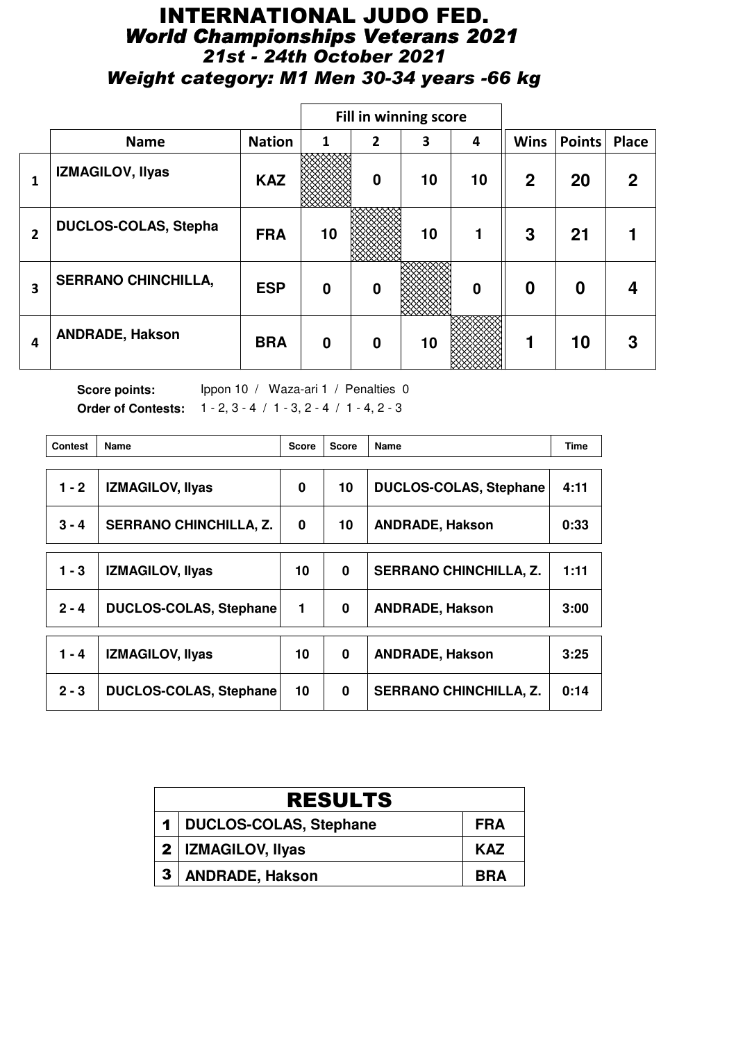# INTERNATIONAL JUDO FED.

## *World Championships Veterans 2021*

### *21st - 24th October 2021*

### *Weight category: M1 Men 30-34 years -66 kg*

| | Name | Nation | Fill in winning score 1 | 2 | 3 | 4 | Wins | Points | Place |
|---|---|---|---|---|---|---|---|---|---|
| 1 | IZMAGILOV, Ilyas | KAZ | | 0 | 10 | 10 | 2 | 20 | 2 |
| 2 | DUCLOS-COLAS, Stepha | FRA | 10 | | 10 | 1 | 3 | 21 | 1 |
| 3 | SERRANO CHINCHILLA, | ESP | 0 | 0 | | 0 | 0 | 0 | 4 |
| 4 | ANDRADE, Hakson | BRA | 0 | 0 | 10 | | 1 | 10 | 3 |

**Score points:** Ippon 10 / Waza-ari 1 / Penalties 0

**Order of Contests:** 1 - 2, 3 - 4 / 1 - 3, 2 - 4 / 1 - 4, 2 - 3

| Contest | Name | Score | Score | Name | Time |
|---|---|---|---|---|---|
| 1 - 2 | IZMAGILOV, Ilyas | 0 | 10 | DUCLOS-COLAS, Stephane | 4:11 |
| 3 - 4 | SERRANO CHINCHILLA, Z. | 0 | 10 | ANDRADE, Hakson | 0:33 |
| 1 - 3 | IZMAGILOV, Ilyas | 10 | 0 | SERRANO CHINCHILLA, Z. | 1:11 |
| 2 - 4 | DUCLOS-COLAS, Stephane | 1 | 0 | ANDRADE, Hakson | 3:00 |
| 1 - 4 | IZMAGILOV, Ilyas | 10 | 0 | ANDRADE, Hakson | 3:25 |
| 2 - 3 | DUCLOS-COLAS, Stephane | 10 | 0 | SERRANO CHINCHILLA, Z. | 0:14 |

| RESULTS | | |
|---|---|---|
| 1 | DUCLOS-COLAS, Stephane | FRA |
| 2 | IZMAGILOV, Ilyas | KAZ |
| 3 | ANDRADE, Hakson | BRA |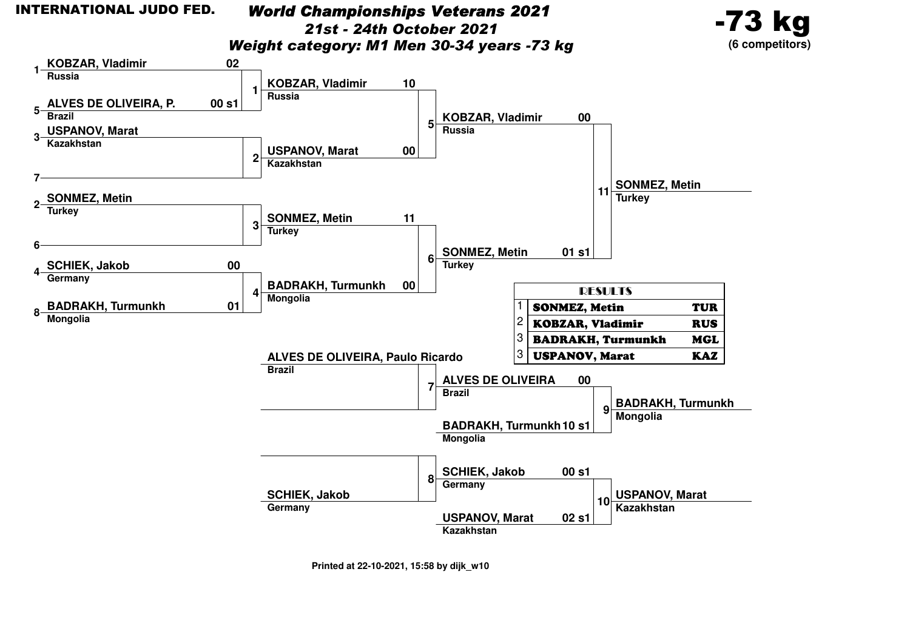INTERNATIONAL JUDO FED.

# World Championships Veterans 2021

## 21st - 24th October 2021

## Weight category: M1 Men 30-34 years -73 kg

**-73 kg**
**(6 competitors)**

### Main draw

| Seed | Competitor | Country | Score |
|---|---|---|---|
| 1 | KOBZAR, Vladimir | Russia | 02 |
| 5 | ALVES DE OLIVEIRA, P. | Brazil | 00 s1 |
| 3 | USPANOV, Marat | Kazakhstan | |
| 7 | | | |
| 2 | SONMEZ, Metin | Turkey | |
| 6 | | | |
| 4 | SCHIEK, Jakob | Germany | 00 |
| 8 | BADRAKH, Turmunkh | Mongolia | 01 |

| Contest | Competitor | Country | Score |
|---|---|---|---|
| 1 | KOBZAR, Vladimir | Russia | 10 |
| 2 | USPANOV, Marat | Kazakhstan | 00 |
| 3 | SONMEZ, Metin | Turkey | 11 |
| 4 | BADRAKH, Turmunkh | Mongolia | 00 |

| Contest | Competitor | Country | Score |
|---|---|---|---|
| 5 | KOBZAR, Vladimir | Russia | 00 |
| 6 | SONMEZ, Metin | Turkey | 01 s1 |

| Contest | Winner | Country |
|---|---|---|
| 11 | SONMEZ, Metin | Turkey |

### Repechage

| Contest | Competitor | Country | Score |
|---|---|---|---|
| 7 | ALVES DE OLIVEIRA, Paulo Ricardo | Brazil | |
| 8 | SCHIEK, Jakob | Germany | |

| Contest | Competitor | Country | Score |
|---|---|---|---|
| 9 | ALVES DE OLIVEIRA | Brazil | 00 |
| 9 | BADRAKH, Turmunkh | Mongolia | 10 s1 |
| 10 | SCHIEK, Jakob | Germany | 00 s1 |
| 10 | USPANOV, Marat | Kazakhstan | 02 s1 |

| Contest | Winner | Country |
|---|---|---|
| 9 | BADRAKH, Turmunkh | Mongolia |
| 10 | USPANOV, Marat | Kazakhstan |

### RESULTS

| Place | Name | Country |
|---|---|---|
| 1 | SONMEZ, Metin | TUR |
| 2 | KOBZAR, Vladimir | RUS |
| 3 | BADRAKH, Turmunkh | MGL |
| 3 | USPANOV, Marat | KAZ |

Printed at 22-10-2021, 15:58 by dijk_w10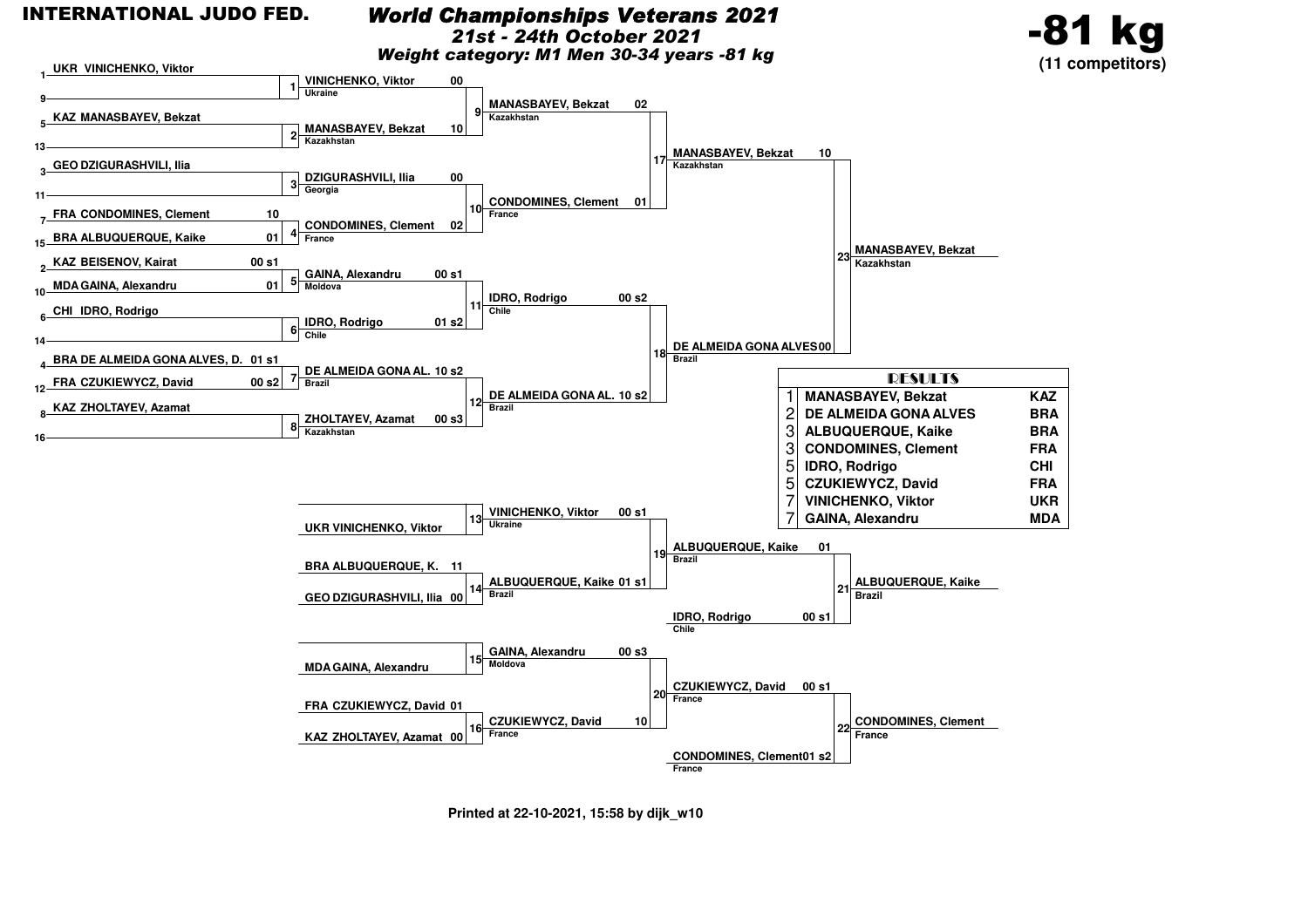**INTERNATIONAL JUDO FED.**

# World Championships Veterans 2021

## 21st - 24th October 2021

### Weight category: M1 Men 30-34 years -81 kg

**-81 kg**
**(11 competitors)**

## Pool draw (first round)

| Pos | Competitor | Score |
|---|---|---|
| 1 | UKR VINICHENKO, Viktor | |
| 9 | | |
| 5 | KAZ MANASBAYEV, Bekzat | |
| 13 | | |
| 3 | GEO DZIGURASHVILI, Ilia | |
| 11 | | |
| 7 | FRA CONDOMINES, Clement | 10 |
| 15 | BRA ALBUQUERQUE, Kaike | 01 |
| 2 | KAZ BEISENOV, Kairat | 00 s1 |
| 10 | MDA GAINA, Alexandru | 01 |
| 6 | CHI IDRO, Rodrigo | |
| 14 | | |
| 4 | BRA DE ALMEIDA GONA ALVES, D. | 01 s1 |
| 12 | FRA CZUKIEWYCZ, David | 00 s2 |
| 8 | KAZ ZHOLTAYEV, Azamat | |
| 16 | | |

## Main bracket

| Contest | Competitor | Country | Score |
|---|---|---|---|
| 1 | VINICHENKO, Viktor | Ukraine | 00 |
| 2 | MANASBAYEV, Bekzat | Kazakhstan | 10 |
| 3 | DZIGURASHVILI, Ilia | Georgia | 00 |
| 4 | CONDOMINES, Clement | France | 02 |
| 5 | GAINA, Alexandru | Moldova | 00 s1 |
| 6 | IDRO, Rodrigo | Chile | 01 s2 |
| 7 | DE ALMEIDA GONA AL. | Brazil | 10 s2 |
| 8 | ZHOLTAYEV, Azamat | Kazakhstan | 00 s3 |
| 9 | MANASBAYEV, Bekzat | Kazakhstan | 02 |
| 10 | CONDOMINES, Clement | France | 01 |
| 11 | IDRO, Rodrigo | Chile | 00 s2 |
| 12 | DE ALMEIDA GONA AL. | Brazil | 10 s2 |
| 17 | MANASBAYEV, Bekzat | Kazakhstan | 10 |
| 18 | DE ALMEIDA GONA ALVES | Brazil | 00 |
| 23 | MANASBAYEV, Bekzat | Kazakhstan | |

## Repechage

| Contest | Competitor | Country | Score |
|---|---|---|---|
| 13 | UKR VINICHENKO, Viktor | | |
| 14 | BRA ALBUQUERQUE, K. | | 11 |
| 14 | GEO DZIGURASHVILI, Ilia | | 00 |
| 15 | MDA GAINA, Alexandru | | |
| 16 | FRA CZUKIEWYCZ, David | | 01 |
| 16 | KAZ ZHOLTAYEV, Azamat | | 00 |
| 13 | VINICHENKO, Viktor | Ukraine | 00 s1 |
| 14 | ALBUQUERQUE, Kaike | Brazil | 01 s1 |
| 15 | GAINA, Alexandru | Moldova | 00 s3 |
| 16 | CZUKIEWYCZ, David | France | 10 |
| 19 | ALBUQUERQUE, Kaike | Brazil | 01 |
| 19 | IDRO, Rodrigo | Chile | 00 s1 |
| 20 | CZUKIEWYCZ, David | France | 00 s1 |
| 20 | CONDOMINES, Clement | France | 01 s2 |
| 21 | ALBUQUERQUE, Kaike | Brazil | |
| 22 | CONDOMINES, Clement | France | |

## RESULTS

| Place | Name | Country |
|---|---|---|
| 1 | MANASBAYEV, Bekzat | KAZ |
| 2 | DE ALMEIDA GONA ALVES | BRA |
| 3 | ALBUQUERQUE, Kaike | BRA |
| 3 | CONDOMINES, Clement | FRA |
| 5 | IDRO, Rodrigo | CHI |
| 5 | CZUKIEWYCZ, David | FRA |
| 7 | VINICHENKO, Viktor | UKR |
| 7 | GAINA, Alexandru | MDA |

Printed at 22-10-2021, 15:58 by dijk_w10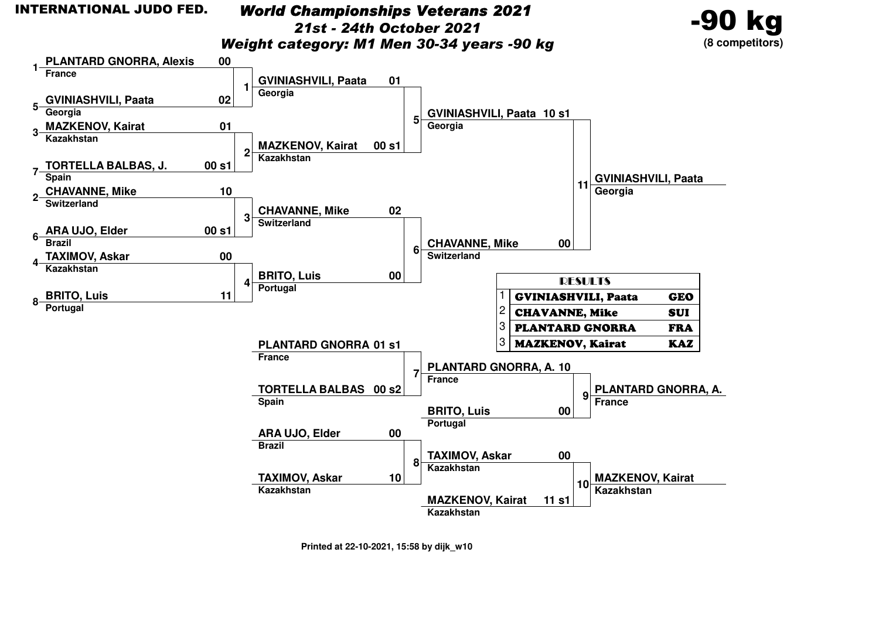**INTERNATIONAL JUDO FED.**

# World Championships Veterans 2021

## 21st - 24th October 2021

## Weight category: M1 Men 30-34 years -90 kg

**-90 kg**
**(8 competitors)**

### Round 1

| Match | Seed | Competitor | Country | Score |
|---|---|---|---|---|
| 1 | 1 | PLANTARD GNORRA, Alexis | France | 00 |
| | 5 | GVINIASHVILI, Paata | Georgia | 02 |
| 2 | 3 | MAZKENOV, Kairat | Kazakhstan | 01 |
| | 7 | TORTELLA BALBAS, J. | Spain | 00 s1 |
| 3 | 2 | CHAVANNE, Mike | Switzerland | 10 |
| | 6 | ARA UJO, Elder | Brazil | 00 s1 |
| 4 | 4 | TAXIMOV, Askar | Kazakhstan | 00 |
| | 8 | BRITO, Luis | Portugal | 11 |

### Semi-finals

| Match | Competitor | Country | Score |
|---|---|---|---|
| 5 | GVINIASHVILI, Paata | Georgia | 01 |
| | MAZKENOV, Kairat | Kazakhstan | 00 s1 |
| 6 | CHAVANNE, Mike | Switzerland | 02 |
| | BRITO, Luis | Portugal | 00 |

### Final

| Match | Competitor | Country | Score |
|---|---|---|---|
| 11 | GVINIASHVILI, Paata | Georgia | 10 s1 |
| | CHAVANNE, Mike | Switzerland | 00 |

Winner: **GVINIASHVILI, Paata** – Georgia

### Repechage

| Match | Competitor | Country | Score |
|---|---|---|---|
| 7 | PLANTARD GNORRA | France | 01 s1 |
| | TORTELLA BALBAS | Spain | 00 s2 |
| 8 | ARA UJO, Elder | Brazil | 00 |
| | TAXIMOV, Askar | Kazakhstan | 10 |

### Bronze medal contests

| Match | Competitor | Country | Score |
|---|---|---|---|
| 9 | PLANTARD GNORRA, A. | France | 10 |
| | BRITO, Luis | Portugal | 00 |
| 10 | TAXIMOV, Askar | Kazakhstan | 00 |
| | MAZKENOV, Kairat | Kazakhstan | 11 s1 |

Winner match 9: **PLANTARD GNORRA, A.** – France

Winner match 10: **MAZKENOV, Kairat** – Kazakhstan

### RESULTS

| Place | Name | Country |
|---|---|---|
| 1 | GVINIASHVILI, Paata | GEO |
| 2 | CHAVANNE, Mike | SUI |
| 3 | PLANTARD GNORRA | FRA |
| 3 | MAZKENOV, Kairat | KAZ |

Printed at 22-10-2021, 15:58 by dijk_w10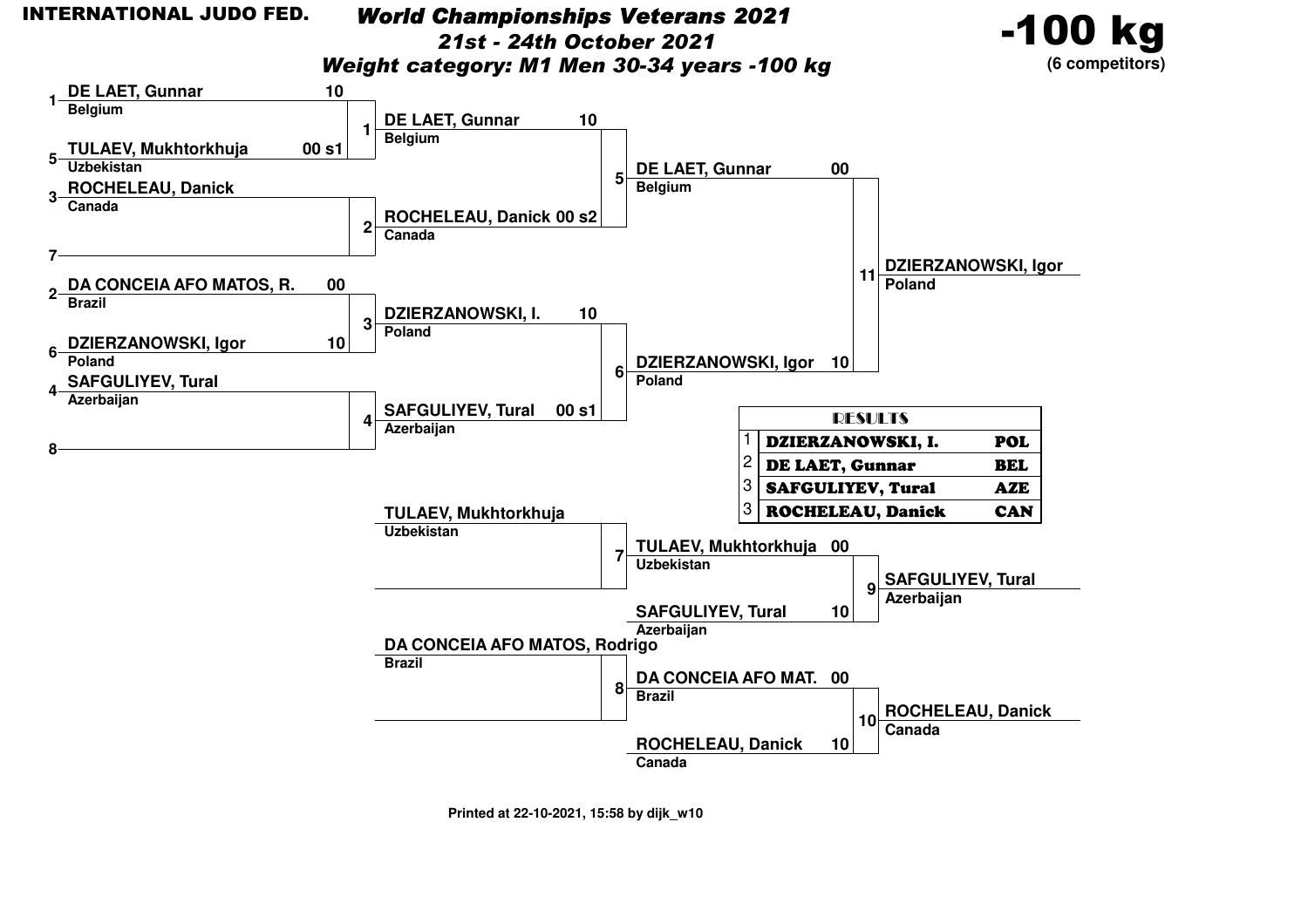**INTERNATIONAL JUDO FED.**

# *World Championships Veterans 2021*

***21st - 24th October 2021***

***Weight category: M1 Men 30-34 years -100 kg***

**-100 kg**
**(6 competitors)**

## Main bracket

### Round 1

| Match | Seed | Competitor | Country | Score |
|---|---|---|---|---|
| 1 | 1 | DE LAET, Gunnar | Belgium | 10 |
| 1 | 5 | TULAEV, Mukhtorkhuja | Uzbekistan | 00 s1 |
| 2 | 3 | ROCHELEAU, Danick | Canada | |
| 2 | 7 | | | |
| 3 | 2 | DA CONCEIA AFO MATOS, R. | Brazil | 00 |
| 3 | 6 | DZIERZANOWSKI, Igor | Poland | 10 |
| 4 | 4 | SAFGULIYEV, Tural | Azerbaijan | |
| 4 | 8 | | | |

### Round 2

| Match | Competitor | Country | Score |
|---|---|---|---|
| 5 | DE LAET, Gunnar | Belgium | 10 |
| 5 | ROCHELEAU, Danick | Canada | 00 s2 |
| 6 | DZIERZANOWSKI, I. | Poland | 10 |
| 6 | SAFGULIYEV, Tural | Azerbaijan | 00 s1 |

### Final

| Match | Competitor | Country | Score |
|---|---|---|---|
| 11 | DE LAET, Gunnar | Belgium | 00 |
| 11 | DZIERZANOWSKI, Igor | Poland | 10 |

Winner: **DZIERZANOWSKI, Igor** – Poland

## Repechage

| Match | Competitor | Country | Score |
|---|---|---|---|
| 7 | TULAEV, Mukhtorkhuja | Uzbekistan | |
| 7 | | | |
| 8 | DA CONCEIA AFO MATOS, Rodrigo | Brazil | |
| 8 | | | |

## Bronze matches

| Match | Competitor | Country | Score |
|---|---|---|---|
| 9 | TULAEV, Mukhtorkhuja | Uzbekistan | 00 |
| 9 | SAFGULIYEV, Tural | Azerbaijan | 10 |
| 10 | DA CONCEIA AFO MAT. | Brazil | 00 |
| 10 | ROCHELEAU, Danick | Canada | 10 |

Winner match 9: **SAFGULIYEV, Tural** – Azerbaijan

Winner match 10: **ROCHELEAU, Danick** – Canada

## RESULTS

| Place | Name | Country |
|---|---|---|
| 1 | DZIERZANOWSKI, I. | POL |
| 2 | DE LAET, Gunnar | BEL |
| 3 | SAFGULIYEV, Tural | AZE |
| 3 | ROCHELEAU, Danick | CAN |

Printed at 22-10-2021, 15:58 by dijk_w10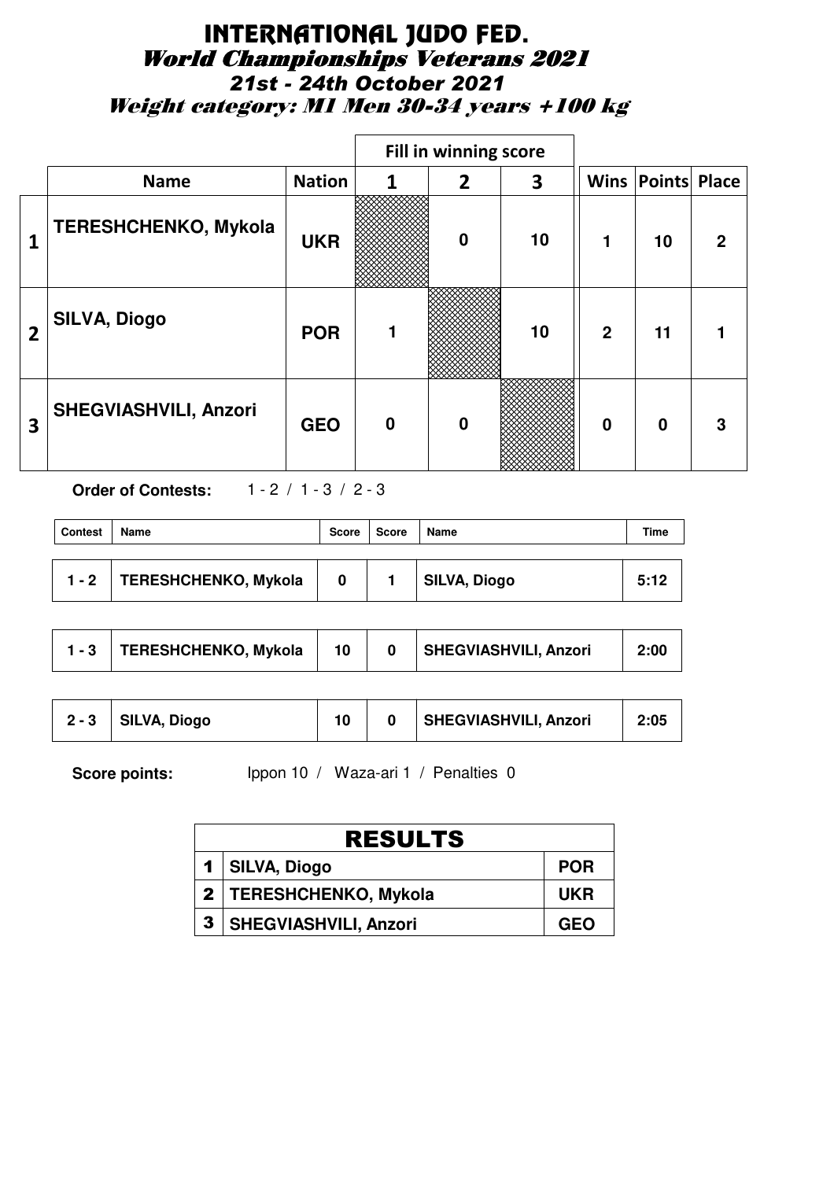# INTERNATIONAL JUDO FED.

## World Championships Veterans 2021

### 21st - 24th October 2021

### Weight category: M1 Men 30-34 years +100 kg

| | | | Fill in winning score | | | | | |
|---|---|---|---|---|---|---|---|---|
| | **Name** | **Nation** | **1** | **2** | **3** | **Wins** | **Points** | **Place** |
| **1** | **TERESHCHENKO, Mykola** | **UKR** | | **0** | **10** | **1** | **10** | **2** |
| **2** | **SILVA, Diogo** | **POR** | **1** | | **10** | **2** | **11** | **1** |
| **3** | **SHEGVIASHVILI, Anzori** | **GEO** | **0** | **0** | | **0** | **0** | **3** |

**Order of Contests:** 1 - 2 / 1 - 3 / 2 - 3

| Contest | Name | Score | Score | Name | Time |
|---|---|---|---|---|---|
| **1 - 2** | **TERESHCHENKO, Mykola** | **0** | **1** | **SILVA, Diogo** | **5:12** |
| **1 - 3** | **TERESHCHENKO, Mykola** | **10** | **0** | **SHEGVIASHVILI, Anzori** | **2:00** |
| **2 - 3** | **SILVA, Diogo** | **10** | **0** | **SHEGVIASHVILI, Anzori** | **2:05** |

**Score points:** Ippon 10 / Waza-ari 1 / Penalties 0

| RESULTS | | |
|---|---|---|
| **1** | **SILVA, Diogo** | **POR** |
| **2** | **TERESHCHENKO, Mykola** | **UKR** |
| **3** | **SHEGVIASHVILI, Anzori** | **GEO** |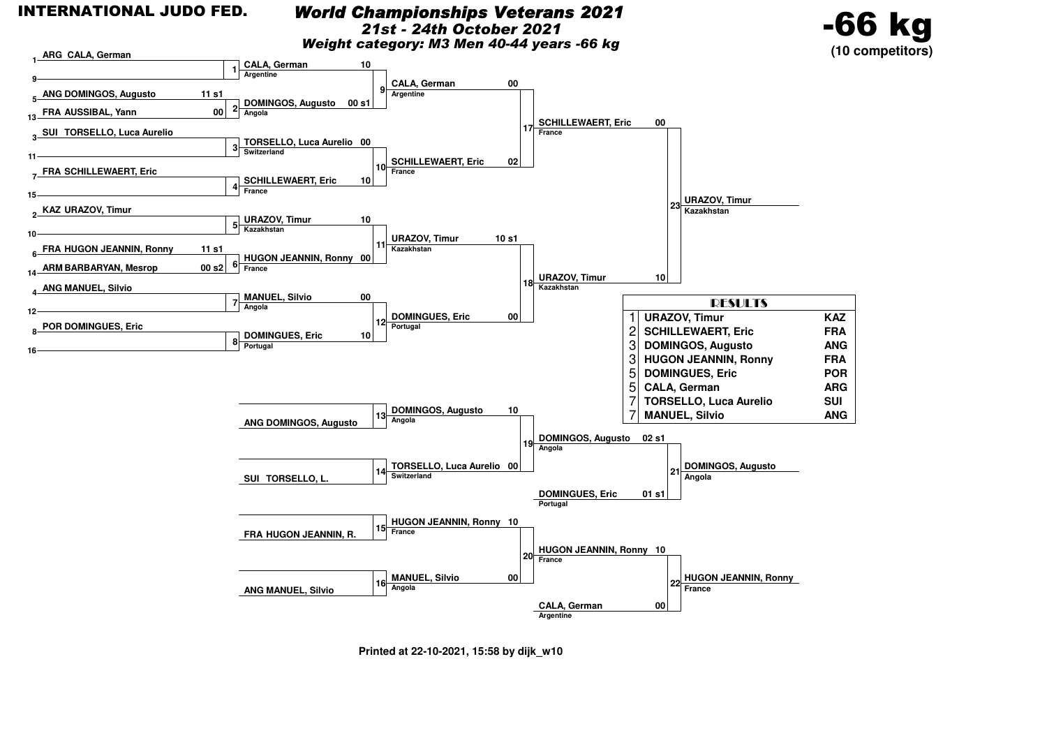# INTERNATIONAL JUDO FED.

## *World Championships Veterans 2021*

*21st - 24th October 2021*

*Weight category: M3 Men 40-44 years -66 kg*

**-66 kg** (10 competitors)

### Preliminary pool

| Seed | Competitor | Score |
|---|---|---|
| 1 | ARG CALA, German | |
| 9 | | |
| 5 | ANG DOMINGOS, Augusto | 11 s1 |
| 13 | FRA AUSSIBAL, Yann | 00 |
| 3 | SUI TORSELLO, Luca Aurelio | |
| 11 | | |
| 7 | FRA SCHILLEWAERT, Eric | |
| 15 | | |
| 2 | KAZ URAZOV, Timur | |
| 10 | | |
| 6 | FRA HUGON JEANNIN, Ronny | 11 s1 |
| 14 | ARM BARBARYAN, Mesrop | 00 s2 |
| 4 | ANG MANUEL, Silvio | |
| 12 | | |
| 8 | POR DOMINGUES, Eric | |
| 16 | | |

| Contest | Competitor | Country | Score |
|---|---|---|---|
| 1 | CALA, German | Argentine | 10 |
| 2 | DOMINGOS, Augusto | Angola | 00 s1 |
| 3 | TORSELLO, Luca Aurelio | Switzerland | 00 |
| 4 | SCHILLEWAERT, Eric | France | 10 |
| 5 | URAZOV, Timur | Kazakhstan | 10 |
| 6 | HUGON JEANNIN, Ronny | France | 00 |
| 7 | MANUEL, Silvio | Angola | 00 |
| 8 | DOMINGUES, Eric | Portugal | 10 |
| 9 | CALA, German | Argentine | 00 |
| 10 | SCHILLEWAERT, Eric | France | 02 |
| 11 | URAZOV, Timur | Kazakhstan | 10 s1 |
| 12 | DOMINGUES, Eric | Portugal | 00 |
| 17 | SCHILLEWAERT, Eric | France | 00 |
| 18 | URAZOV, Timur | Kazakhstan | 10 |
| 23 | URAZOV, Timur | Kazakhstan | |

### Repechage

| Contest | Competitor | Country | Score |
|---|---|---|---|
| 13 | ANG DOMINGOS, Augusto | | |
| 13 | DOMINGOS, Augusto | Angola | 10 |
| 14 | SUI TORSELLO, L. | | |
| 14 | TORSELLO, Luca Aurelio | Switzerland | 00 |
| 15 | FRA HUGON JEANNIN, R. | | |
| 15 | HUGON JEANNIN, Ronny | France | 10 |
| 16 | ANG MANUEL, Silvio | | |
| 16 | MANUEL, Silvio | Angola | 00 |
| 19 | DOMINGOS, Augusto | Angola | 02 s1 |
| 21 | DOMINGUES, Eric | Portugal | 01 s1 |
| 21 | DOMINGOS, Augusto | Angola | |
| 20 | HUGON JEANNIN, Ronny | France | 10 |
| 22 | CALA, German | Argentine | 00 |
| 22 | HUGON JEANNIN, Ronny | France | |

### RESULTS

| Place | Name | Country |
|---|---|---|
| 1 | URAZOV, Timur | KAZ |
| 2 | SCHILLEWAERT, Eric | FRA |
| 3 | DOMINGOS, Augusto | ANG |
| 3 | HUGON JEANNIN, Ronny | FRA |
| 5 | DOMINGUES, Eric | POR |
| 5 | CALA, German | ARG |
| 7 | TORSELLO, Luca Aurelio | SUI |
| 7 | MANUEL, Silvio | ANG |

Printed at 22-10-2021, 15:58 by dijk_w10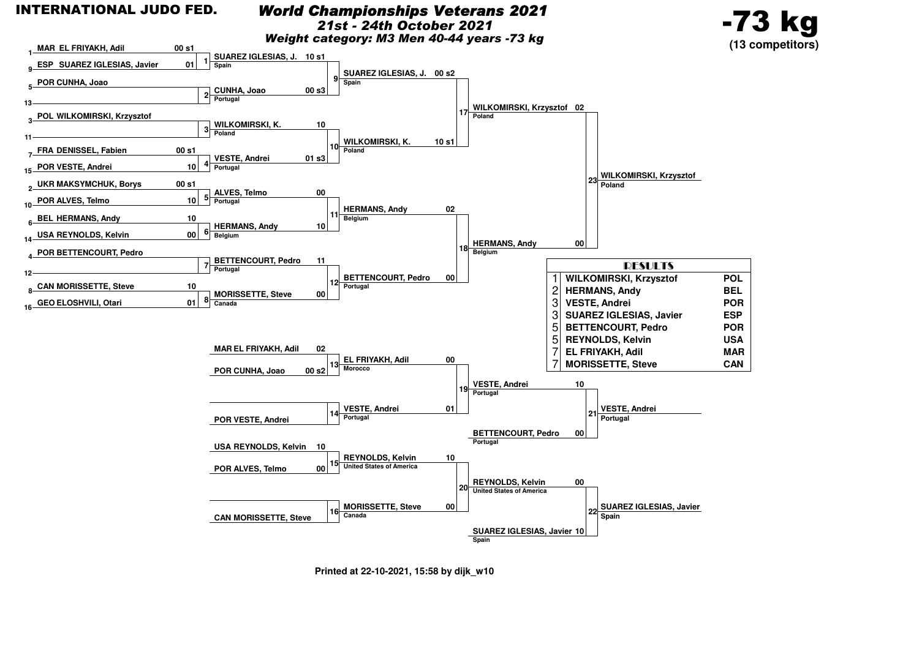INTERNATIONAL JUDO FED.

# World Championships Veterans 2021

## 21st - 24th October 2021

### Weight category: M3 Men 40-44 years -73 kg

**-73 kg**
**(13 competitors)**

## Main draw

### Round 1

| Match | Competitor | Score | Competitor | Score | Winner | Score |
|---|---|---|---|---|---|---|
| 1 | 1 MAR EL FRIYAKH, Adil | 00 s1 | 9 ESP SUAREZ IGLESIAS, Javier | 01 | SUAREZ IGLESIAS, J. (Spain) | 10 s1 |
| 2 | 5 POR CUNHA, Joao | | 13 — | | CUNHA, Joao (Portugal) | 00 s3 |
| 3 | 3 POL WILKOMIRSKI, Krzysztof | | 11 — | | WILKOMIRSKI, K. (Poland) | 10 |
| 4 | 7 FRA DENISSEL, Fabien | 00 s1 | 15 POR VESTE, Andrei | 10 | VESTE, Andrei (Portugal) | 01 s3 |
| 5 | 2 UKR MAKSYMCHUK, Borys | 00 s1 | 10 POR ALVES, Telmo | 10 | ALVES, Telmo (Portugal) | 00 |
| 6 | 6 BEL HERMANS, Andy | 10 | 14 USA REYNOLDS, Kelvin | 00 | HERMANS, Andy (Belgium) | 10 |
| 7 | 4 POR BETTENCOURT, Pedro | | 12 — | | BETTENCOURT, Pedro (Portugal) | 11 |
| 8 | 8 CAN MORISSETTE, Steve | 10 | 16 GEO ELOSHVILI, Otari | 01 | MORISSETTE, Steve (Canada) | 00 |

### Round 2

| Match | Winner | Score |
|---|---|---|
| 9 | SUAREZ IGLESIAS, J. (Spain) | 00 s2 |
| 10 | WILKOMIRSKI, K. (Poland) | 10 s1 |
| 11 | HERMANS, Andy (Belgium) | 02 |
| 12 | BETTENCOURT, Pedro (Portugal) | 00 |

### Semi-finals

| Match | Winner | Score |
|---|---|---|
| 17 | WILKOMIRSKI, Krzysztof (Poland) | 02 |
| 18 | HERMANS, Andy (Belgium) | 00 |

### Final

| Match | Winner |
|---|---|
| 23 | WILKOMIRSKI, Krzysztof (Poland) |

## Repechage

| Match | Competitor | Score | Competitor | Score | Winner | Score |
|---|---|---|---|---|---|---|
| 13 | MAR EL FRIYAKH, Adil | 02 | POR CUNHA, Joao | 00 s2 | EL FRIYAKH, Adil (Morocco) | 00 |
| 14 | — | | POR VESTE, Andrei | | VESTE, Andrei (Portugal) | 01 |
| 15 | USA REYNOLDS, Kelvin | 10 | POR ALVES, Telmo | 00 | REYNOLDS, Kelvin (United States of America) | 10 |
| 16 | — | | CAN MORISSETTE, Steve | | MORISSETTE, Steve (Canada) | 00 |
| 19 | | | | | VESTE, Andrei (Portugal) | 10 |
| 20 | | | | | REYNOLDS, Kelvin (United States of America) | 00 |

### Bronze medal contests

| Match | Competitor | Score | Competitor | Score | Winner |
|---|---|---|---|---|---|
| 21 | VESTE, Andrei (Portugal) | 10 | BETTENCOURT, Pedro (Portugal) | 00 | VESTE, Andrei (Portugal) |
| 22 | REYNOLDS, Kelvin (United States of America) | 00 | SUAREZ IGLESIAS, Javier (Spain) | 10 | SUAREZ IGLESIAS, Javier (Spain) |

## RESULTS

| Place | Name | Country |
|---|---|---|
| 1 | WILKOMIRSKI, Krzysztof | POL |
| 2 | HERMANS, Andy | BEL |
| 3 | VESTE, Andrei | POR |
| 3 | SUAREZ IGLESIAS, Javier | ESP |
| 5 | BETTENCOURT, Pedro | POR |
| 5 | REYNOLDS, Kelvin | USA |
| 7 | EL FRIYAKH, Adil | MAR |
| 7 | MORISSETTE, Steve | CAN |

Printed at 22-10-2021, 15:58 by dijk_w10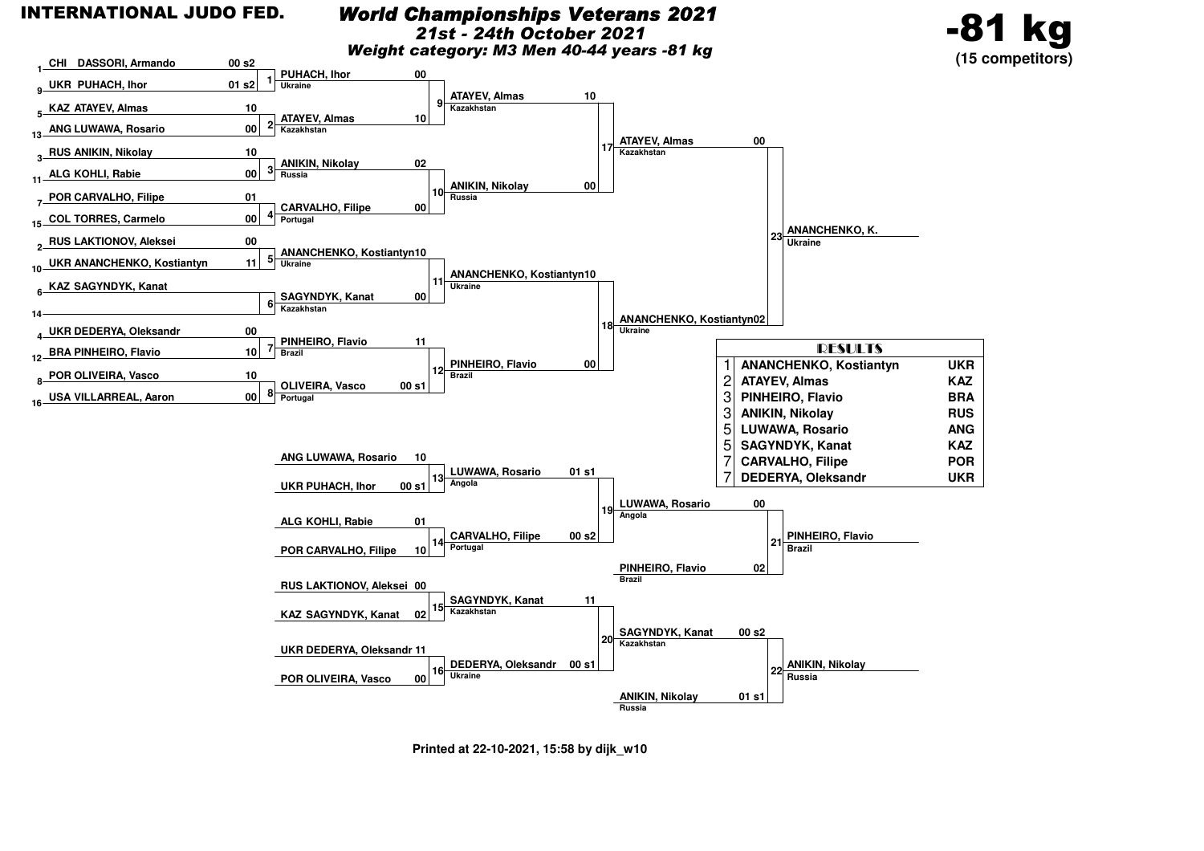# INTERNATIONAL JUDO FED.

## *World Championships Veterans 2021*

### *21st - 24th October 2021*

### *Weight category: M3 Men 40-44 years -81 kg*

# -81 kg

**(15 competitors)**

## First round

| Seed | Competitor | Score |
|---|---|---|
| 1 | CHI DASSORI, Armando | 00 s2 |
| 9 | UKR PUHACH, Ihor | 01 s2 |
| 5 | KAZ ATAYEV, Almas | 10 |
| 13 | ANG LUWAWA, Rosario | 00 |
| 3 | RUS ANIKIN, Nikolay | 10 |
| 11 | ALG KOHLI, Rabie | 00 |
| 7 | POR CARVALHO, Filipe | 01 |
| 15 | COL TORRES, Carmelo | 00 |
| 2 | RUS LAKTIONOV, Aleksei | 00 |
| 10 | UKR ANANCHENKO, Kostiantyn | 11 |
| 6 | KAZ SAGYNDYK, Kanat | |
| 14 | | |
| 4 | UKR DEDERYA, Oleksandr | 00 |
| 12 | BRA PINHEIRO, Flavio | 10 |
| 8 | POR OLIVEIRA, Vasco | 10 |
| 16 | USA VILLARREAL, Aaron | 00 |

## Second round

| Contest | Competitor | Country | Score |
|---|---|---|---|
| 1 | PUHACH, Ihor | Ukraine | 00 |
| 2 | ATAYEV, Almas | Kazakhstan | 10 |
| 3 | ANIKIN, Nikolay | Russia | 02 |
| 4 | CARVALHO, Filipe | Portugal | 00 |
| 5 | ANANCHENKO, Kostiantyn | Ukraine | 10 |
| 6 | SAGYNDYK, Kanat | Kazakhstan | 00 |
| 7 | PINHEIRO, Flavio | Brazil | 11 |
| 8 | OLIVEIRA, Vasco | Portugal | 00 s1 |

## Quarterfinals

| Contest | Competitor | Country | Score |
|---|---|---|---|
| 9 | ATAYEV, Almas | Kazakhstan | 10 |
| 10 | ANIKIN, Nikolay | Russia | 00 |
| 11 | ANANCHENKO, Kostiantyn | Ukraine | 10 |
| 12 | PINHEIRO, Flavio | Brazil | 00 |

## Semifinals

| Contest | Competitor | Country | Score |
|---|---|---|---|
| 17 | ATAYEV, Almas | Kazakhstan | 00 |
| 18 | ANANCHENKO, Kostiantyn | Ukraine | 02 |

## Final

| Contest | Competitor | Country |
|---|---|---|
| 23 | ANANCHENKO, K. | Ukraine |

## Repechage

| Competitor | Score |
|---|---|
| ANG LUWAWA, Rosario | 10 |
| UKR PUHACH, Ihor | 00 s1 |
| ALG KOHLI, Rabie | 01 |
| POR CARVALHO, Filipe | 10 |
| RUS LAKTIONOV, Aleksei | 00 |
| KAZ SAGYNDYK, Kanat | 02 |
| UKR DEDERYA, Oleksandr | 11 |
| POR OLIVEIRA, Vasco | 00 |

| Contest | Competitor | Country | Score |
|---|---|---|---|
| 13 | LUWAWA, Rosario | Angola | 01 s1 |
| 14 | CARVALHO, Filipe | Portugal | 00 s2 |
| 15 | SAGYNDYK, Kanat | Kazakhstan | 11 |
| 16 | DEDERYA, Oleksandr | Ukraine | 00 s1 |

| Contest | Competitor | Country | Score |
|---|---|---|---|
| 19 | LUWAWA, Rosario | Angola | 00 |
| | PINHEIRO, Flavio | Brazil | 02 |
| 20 | SAGYNDYK, Kanat | Kazakhstan | 00 s2 |
| | ANIKIN, Nikolay | Russia | 01 s1 |

## Bronze

| Contest | Competitor | Country |
|---|---|---|
| 21 | PINHEIRO, Flavio | Brazil |
| 22 | ANIKIN, Nikolay | Russia |

## RESULTS

| Place | Name | Country |
|---|---|---|
| 1 | ANANCHENKO, Kostiantyn | UKR |
| 2 | ATAYEV, Almas | KAZ |
| 3 | PINHEIRO, Flavio | BRA |
| 3 | ANIKIN, Nikolay | RUS |
| 5 | LUWAWA, Rosario | ANG |
| 5 | SAGYNDYK, Kanat | KAZ |
| 7 | CARVALHO, Filipe | POR |
| 7 | DEDERYA, Oleksandr | UKR |

**Printed at 22-10-2021, 15:58 by dijk_w10**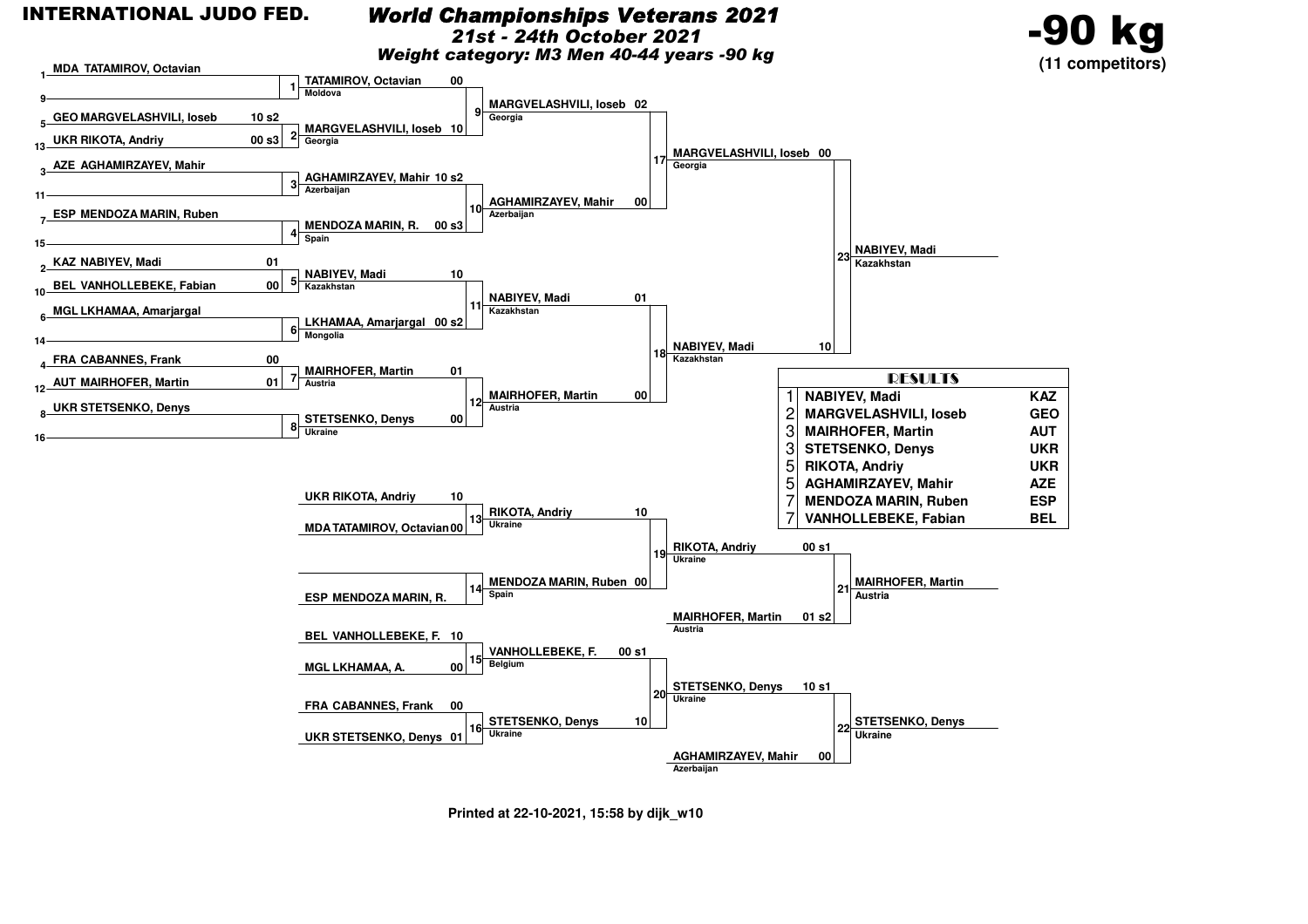**INTERNATIONAL JUDO FED.**

# World Championships Veterans 2021

*21st - 24th October 2021*

*Weight category: M3 Men 40-44 years -90 kg*

## -90 kg

**(11 competitors)**

### Pool draw (Round 1)

| Pos | Competitor | Score | Match |
|---|---|---|---|
| 1 | MDA TATAMIROV, Octavian | | 1 |
| 9 | | | 1 |
| 5 | GEO MARGVELASHVILI, Ioseb | 10 s2 | 2 |
| 13 | UKR RIKOTA, Andriy | 00 s3 | 2 |
| 3 | AZE AGHAMIRZAYEV, Mahir | | 3 |
| 11 | | | 3 |
| 7 | ESP MENDOZA MARIN, Ruben | | 4 |
| 15 | | | 4 |
| 2 | KAZ NABIYEV, Madi | 01 | 5 |
| 10 | BEL VANHOLLEBEKE, Fabian | 00 | 5 |
| 6 | MGL LKHAMAA, Amarjargal | | 6 |
| 14 | | | 6 |
| 4 | FRA CABANNES, Frank | 00 | 7 |
| 12 | AUT MAIRHOFER, Martin | 01 | 7 |
| 8 | UKR STETSENKO, Denys | | 8 |
| 16 | | | 8 |

### Round 2

| Match | Competitor | Country | Score |
|---|---|---|---|
| 9 | TATAMIROV, Octavian | Moldova | 00 |
| 9 | MARGVELASHVILI, Ioseb | Georgia | 10 |
| 10 | AGHAMIRZAYEV, Mahir | Azerbaijan | 10 s2 |
| 10 | MENDOZA MARIN, R. | Spain | 00 s3 |
| 11 | NABIYEV, Madi | Kazakhstan | 10 |
| 11 | LKHAMAA, Amarjargal | Mongolia | 00 s2 |
| 12 | MAIRHOFER, Martin | Austria | 01 |
| 12 | STETSENKO, Denys | Ukraine | 00 |

### Quarterfinals

| Match | Competitor | Country | Score |
|---|---|---|---|
| 17 | MARGVELASHVILI, Ioseb | Georgia | 02 |
| 17 | AGHAMIRZAYEV, Mahir | Azerbaijan | 00 |
| 18 | NABIYEV, Madi | Kazakhstan | 01 |
| 18 | MAIRHOFER, Martin | Austria | 00 |

### Semifinal / Final

| Match | Competitor | Country | Score |
|---|---|---|---|
| 23 | MARGVELASHVILI, Ioseb | Georgia | 00 |
| 23 | NABIYEV, Madi | Kazakhstan | 10 |

**Winner (23): NABIYEV, Madi — Kazakhstan**

### Repechage

| Match | Competitor | Score |
|---|---|---|
| 13 | UKR RIKOTA, Andriy | 10 |
| 13 | MDA TATAMIROV, Octavian | 00 |
| 14 | | |
| 14 | ESP MENDOZA MARIN, R. | |
| 15 | BEL VANHOLLEBEKE, F. | 10 |
| 15 | MGL LKHAMAA, A. | 00 |
| 16 | FRA CABANNES, Frank | 00 |
| 16 | UKR STETSENKO, Denys | 01 |

| Match | Competitor | Country | Score |
|---|---|---|---|
| 19 | RIKOTA, Andriy | Ukraine | 10 |
| 19 | MENDOZA MARIN, Ruben | Spain | 00 |
| 20 | VANHOLLEBEKE, F. | Belgium | 00 s1 |
| 20 | STETSENKO, Denys | Ukraine | 10 |

### Bronze matches

| Match | Competitor | Country | Score |
|---|---|---|---|
| 21 | RIKOTA, Andriy | Ukraine | 00 s1 |
| 21 | MAIRHOFER, Martin | Austria | 01 s2 |
| 22 | STETSENKO, Denys | Ukraine | 10 s1 |
| 22 | AGHAMIRZAYEV, Mahir | Azerbaijan | 00 |

**Winner (21): MAIRHOFER, Martin — Austria**

**Winner (22): STETSENKO, Denys — Ukraine**

### RESULTS

| Place | Name | Country |
|---|---|---|
| 1 | NABIYEV, Madi | KAZ |
| 2 | MARGVELASHVILI, Ioseb | GEO |
| 3 | MAIRHOFER, Martin | AUT |
| 3 | STETSENKO, Denys | UKR |
| 5 | RIKOTA, Andriy | UKR |
| 5 | AGHAMIRZAYEV, Mahir | AZE |
| 7 | MENDOZA MARIN, Ruben | ESP |
| 7 | VANHOLLEBEKE, Fabian | BEL |

Printed at 22-10-2021, 15:58 by dijk_w10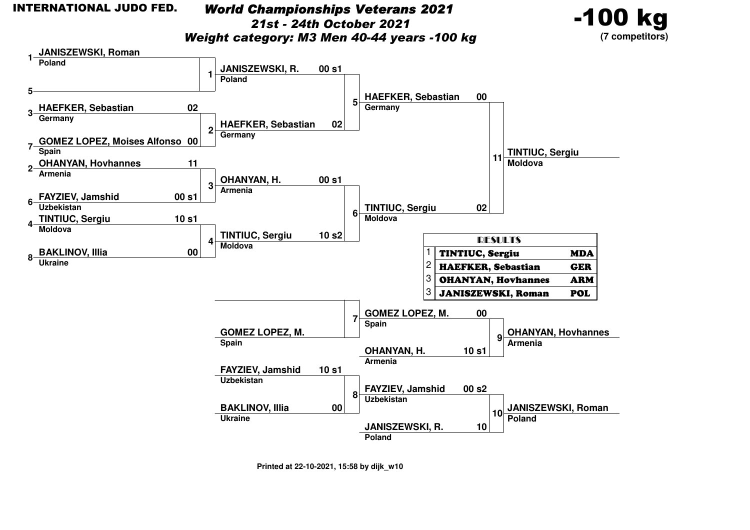**INTERNATIONAL JUDO FED.**

# World Championships Veterans 2021

## 21st - 24th October 2021

## Weight category: M3 Men 40-44 years -100 kg

**-100 kg** (7 competitors)

### Main bracket

**Round 1**

| Match | Competitor | Country | Score |
|---|---|---|---|
| 1 | 1 JANISZEWSKI, Roman | Poland | |
| | 5 | | |
| 2 | 3 HAEFKER, Sebastian | Germany | 02 |
| | 7 GOMEZ LOPEZ, Moises Alfonso | Spain | 00 |
| 3 | 2 OHANYAN, Hovhannes | Armenia | 11 |
| | 6 FAYZIEV, Jamshid | Uzbekistan | 00 s1 |
| 4 | 4 TINTIUC, Sergiu | Moldova | 10 s1 |
| | 8 BAKLINOV, Illia | Ukraine | 00 |

**Semi-finals**

| Match | Competitor | Country | Score |
|---|---|---|---|
| 5 | JANISZEWSKI, R. | Poland | 00 s1 |
| | HAEFKER, Sebastian | Germany | 02 |
| 6 | OHANYAN, H. | Armenia | 00 s1 |
| | TINTIUC, Sergiu | Moldova | 10 s2 |

**Final**

| Match | Competitor | Country | Score |
|---|---|---|---|
| 11 | HAEFKER, Sebastian | Germany | 00 |
| | TINTIUC, Sergiu | Moldova | 02 |

Winner: TINTIUC, Sergiu — Moldova

### Repechage

| Match | Competitor | Country | Score |
|---|---|---|---|
| 7 | | | |
| | GOMEZ LOPEZ, M. | Spain | |
| 8 | FAYZIEV, Jamshid | Uzbekistan | 10 s1 |
| | BAKLINOV, Illia | Ukraine | 00 |
| 9 | GOMEZ LOPEZ, M. | Spain | 00 |
| | OHANYAN, H. | Armenia | 10 s1 |
| 10 | FAYZIEV, Jamshid | Uzbekistan | 00 s2 |
| | JANISZEWSKI, R. | Poland | 10 |

Winner match 9: OHANYAN, Hovhannes — Armenia

Winner match 10: JANISZEWSKI, Roman — Poland

### RESULTS

| Place | Name | Country |
|---|---|---|
| 1 | TINTIUC, Sergiu | MDA |
| 2 | HAEFKER, Sebastian | GER |
| 3 | OHANYAN, Hovhannes | ARM |
| 3 | JANISZEWSKI, Roman | POL |

Printed at 22-10-2021, 15:58 by dijk_w10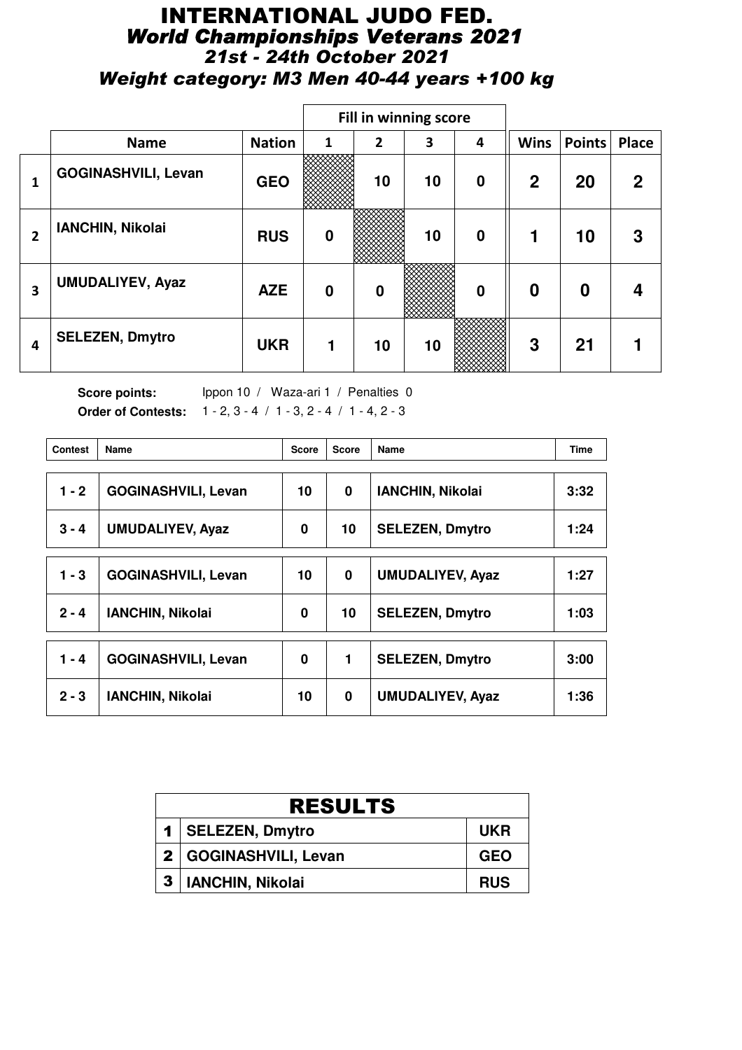# INTERNATIONAL JUDO FED.

## *World Championships Veterans 2021*

### *21st - 24th October 2021*

### *Weight category: M3 Men 40-44 years +100 kg*

| | | | Fill in winning score | | | | | | |
|---|---|---|---|---|---|---|---|---|---|
| | **Name** | **Nation** | **1** | **2** | **3** | **4** | **Wins** | **Points** | **Place** |
| **1** | **GOGINASHVILI, Levan** | **GEO** | | **10** | **10** | **0** | **2** | **20** | **2** |
| **2** | **IANCHIN, Nikolai** | **RUS** | **0** | | **10** | **0** | **1** | **10** | **3** |
| **3** | **UMUDALIYEV, Ayaz** | **AZE** | **0** | **0** | | **0** | **0** | **0** | **4** |
| **4** | **SELEZEN, Dmytro** | **UKR** | **1** | **10** | **10** | | **3** | **21** | **1** |

**Score points:** Ippon 10 / Waza-ari 1 / Penalties 0

**Order of Contests:** 1 - 2, 3 - 4 / 1 - 3, 2 - 4 / 1 - 4, 2 - 3

| Contest | Name | Score | Score | Name | Time |
|---|---|---|---|---|---|
| **1 - 2** | **GOGINASHVILI, Levan** | **10** | **0** | **IANCHIN, Nikolai** | **3:32** |
| **3 - 4** | **UMUDALIYEV, Ayaz** | **0** | **10** | **SELEZEN, Dmytro** | **1:24** |
| **1 - 3** | **GOGINASHVILI, Levan** | **10** | **0** | **UMUDALIYEV, Ayaz** | **1:27** |
| **2 - 4** | **IANCHIN, Nikolai** | **0** | **10** | **SELEZEN, Dmytro** | **1:03** |
| **1 - 4** | **GOGINASHVILI, Levan** | **0** | **1** | **SELEZEN, Dmytro** | **3:00** |
| **2 - 3** | **IANCHIN, Nikolai** | **10** | **0** | **UMUDALIYEV, Ayaz** | **1:36** |

| RESULTS | | |
|---|---|---|
| **1** | **SELEZEN, Dmytro** | **UKR** |
| **2** | **GOGINASHVILI, Levan** | **GEO** |
| **3** | **IANCHIN, Nikolai** | **RUS** |